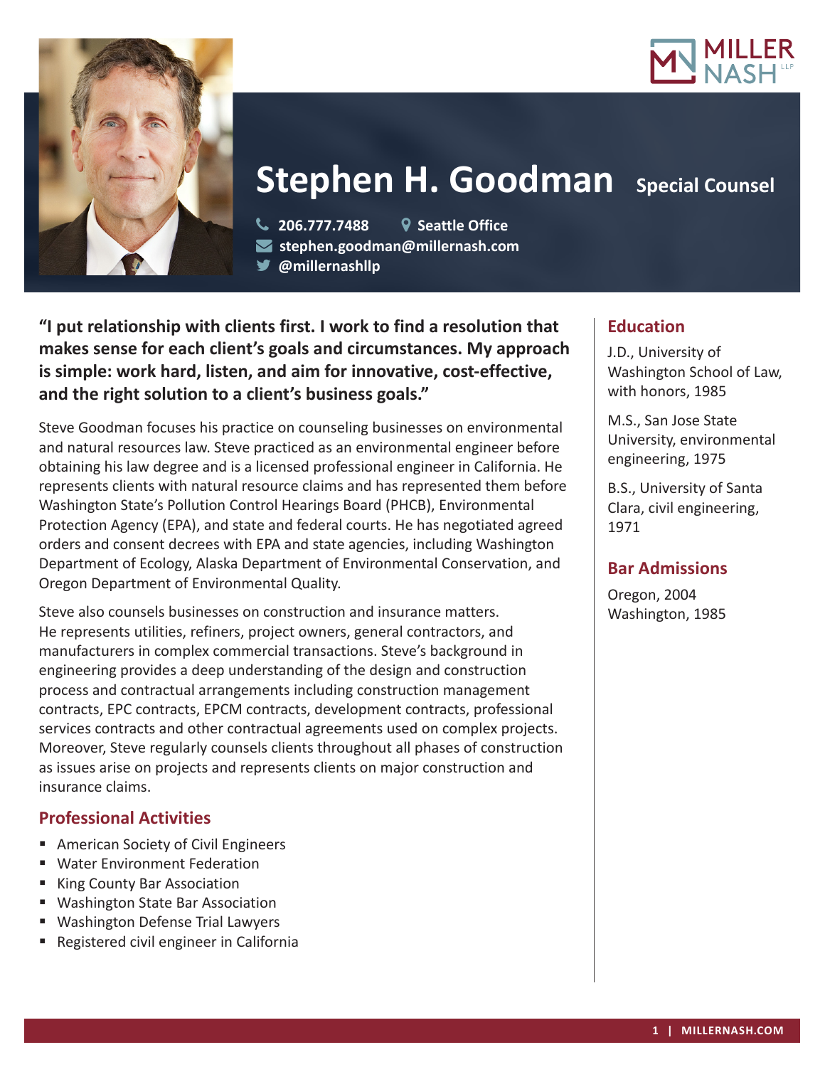# Stephen H. Goodman

**Special Counsel**

206.777.7488 | Seattle Office
stephen.goodman@millernash.com
@millernashllp

**"I put relationship with clients first. I work to find a resolution that makes sense for each client's goals and circumstances. My approach is simple: work hard, listen, and aim for innovative, cost-effective, and the right solution to a client's business goals."**

Steve Goodman focuses his practice on counseling businesses on environmental and natural resources law. Steve practiced as an environmental engineer before obtaining his law degree and is a licensed professional engineer in California. He represents clients with natural resource claims and has represented them before Washington State's Pollution Control Hearings Board (PHCB), Environmental Protection Agency (EPA), and state and federal courts. He has negotiated agreed orders and consent decrees with EPA and state agencies, including Washington Department of Ecology, Alaska Department of Environmental Conservation, and Oregon Department of Environmental Quality.

Steve also counsels businesses on construction and insurance matters. He represents utilities, refiners, project owners, general contractors, and manufacturers in complex commercial transactions. Steve's background in engineering provides a deep understanding of the design and construction process and contractual arrangements including construction management contracts, EPC contracts, EPCM contracts, development contracts, professional services contracts and other contractual agreements used on complex projects. Moreover, Steve regularly counsels clients throughout all phases of construction as issues arise on projects and represents clients on major construction and insurance claims.

## Professional Activities

- American Society of Civil Engineers
- Water Environment Federation
- King County Bar Association
- Washington State Bar Association
- Washington Defense Trial Lawyers
- Registered civil engineer in California

## Education

J.D., University of Washington School of Law, with honors, 1985

M.S., San Jose State University, environmental engineering, 1975

B.S., University of Santa Clara, civil engineering, 1971

## Bar Admissions

Oregon, 2004
Washington, 1985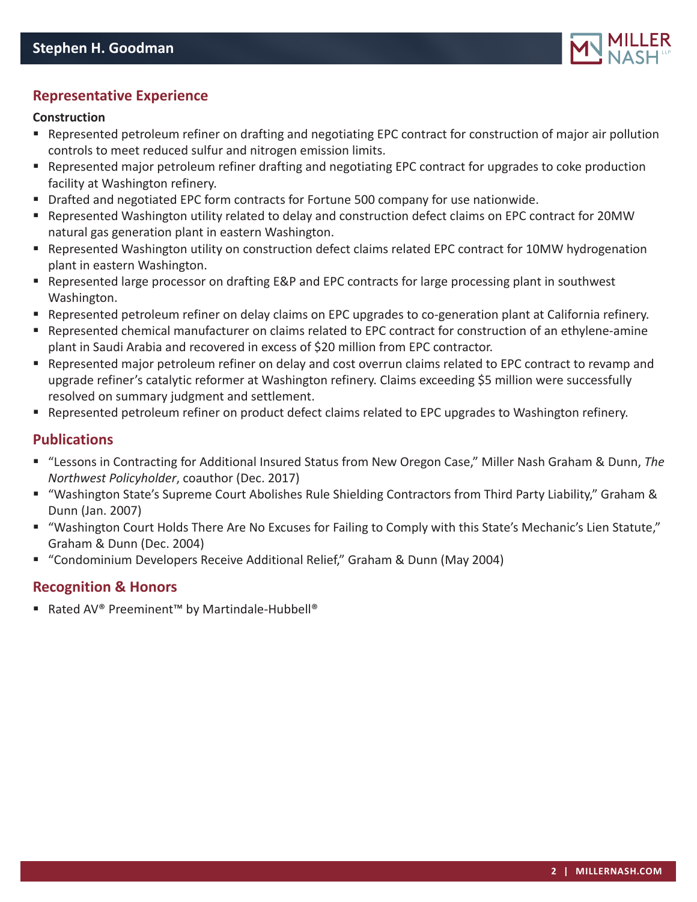## Representative Experience

**Construction**

- Represented petroleum refiner on drafting and negotiating EPC contract for construction of major air pollution controls to meet reduced sulfur and nitrogen emission limits.
- Represented major petroleum refiner drafting and negotiating EPC contract for upgrades to coke production facility at Washington refinery.
- Drafted and negotiated EPC form contracts for Fortune 500 company for use nationwide.
- Represented Washington utility related to delay and construction defect claims on EPC contract for 20MW natural gas generation plant in eastern Washington.
- Represented Washington utility on construction defect claims related EPC contract for 10MW hydrogenation plant in eastern Washington.
- Represented large processor on drafting E&P and EPC contracts for large processing plant in southwest Washington.
- Represented petroleum refiner on delay claims on EPC upgrades to co-generation plant at California refinery.
- Represented chemical manufacturer on claims related to EPC contract for construction of an ethylene-amine plant in Saudi Arabia and recovered in excess of $20 million from EPC contractor.
- Represented major petroleum refiner on delay and cost overrun claims related to EPC contract to revamp and upgrade refiner's catalytic reformer at Washington refinery. Claims exceeding $5 million were successfully resolved on summary judgment and settlement.
- Represented petroleum refiner on product defect claims related to EPC upgrades to Washington refinery.

## Publications

- "Lessons in Contracting for Additional Insured Status from New Oregon Case," Miller Nash Graham & Dunn, *The Northwest Policyholder*, coauthor (Dec. 2017)
- "Washington State's Supreme Court Abolishes Rule Shielding Contractors from Third Party Liability," Graham & Dunn (Jan. 2007)
- "Washington Court Holds There Are No Excuses for Failing to Comply with this State's Mechanic's Lien Statute," Graham & Dunn (Dec. 2004)
- "Condominium Developers Receive Additional Relief," Graham & Dunn (May 2004)

## Recognition & Honors

- Rated AV® Preeminent™ by Martindale-Hubbell®